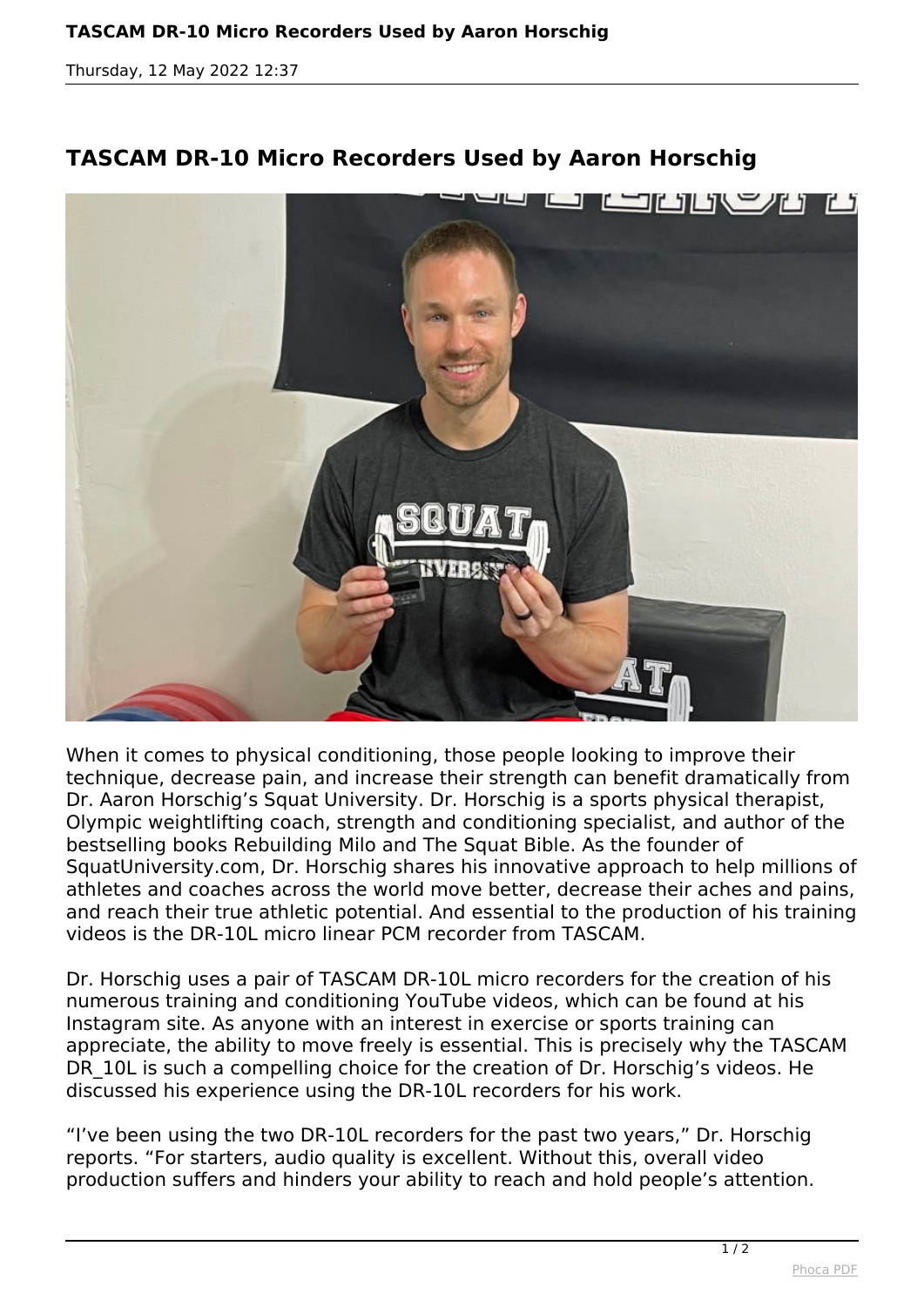# TASCAM DR-10 Micro Recorders Used by Aaron Horschig

When it comes to physical conditioning, those people looking to improve their technique, decrease pain, and increase their strength can benefit dramatically from Dr. Aaron Horschig's Squat University. Dr. Horschig is a sports physical therapist, Olympic weightlifting coach, strength and conditioning specialist, and author of the bestselling books Rebuilding Milo and The Squat Bible. As the founder of SquatUniversity.com, Dr. Horschig shares his innovative approach to help millions of athletes and coaches across the world move better, decrease their aches and pains, and reach their true athletic potential. And essential to the production of his training videos is the DR-10L micro linear PCM recorder from TASCAM.

Dr. Horschig uses a pair of TASCAM DR-10L micro recorders for the creation of his numerous training and conditioning YouTube videos, which can be found at his Instagram site. As anyone with an interest in exercise or sports training can appreciate, the ability to move freely is essential. This is precisely why the TASCAM DR_10L is such a compelling choice for the creation of Dr. Horschig's videos. He discussed his experience using the DR-10L recorders for his work.

"I've been using the two DR-10L recorders for the past two years," Dr. Horschig reports. "For starters, audio quality is excellent. Without this, overall video production suffers and hinders your ability to reach and hold people's attention.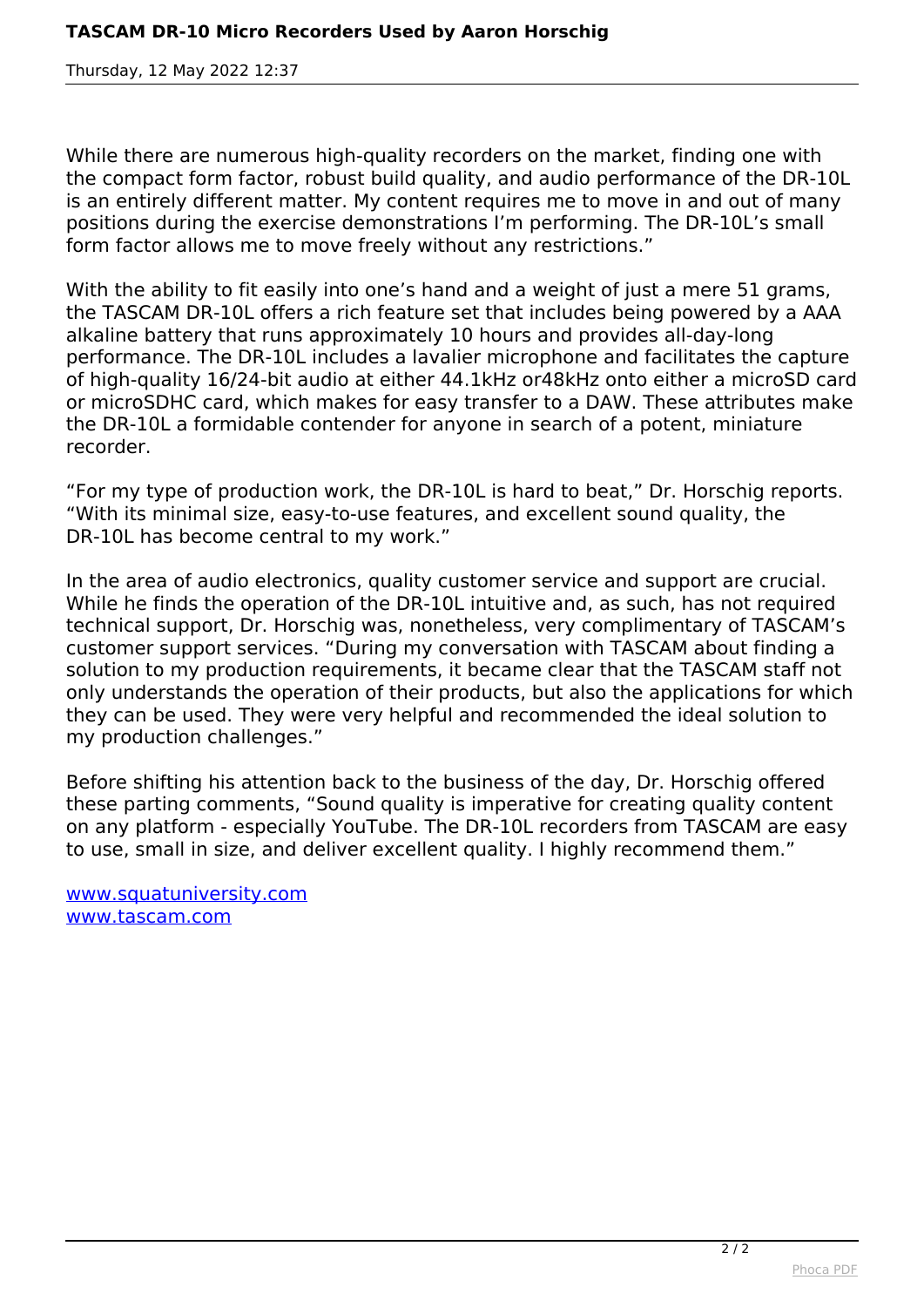While there are numerous high-quality recorders on the market, finding one with the compact form factor, robust build quality, and audio performance of the DR-10L is an entirely different matter. My content requires me to move in and out of many positions during the exercise demonstrations I'm performing. The DR-10L's small form factor allows me to move freely without any restrictions."

With the ability to fit easily into one's hand and a weight of just a mere 51 grams, the TASCAM DR-10L offers a rich feature set that includes being powered by a AAA alkaline battery that runs approximately 10 hours and provides all-day-long performance. The DR-10L includes a lavalier microphone and facilitates the capture of high-quality 16/24-bit audio at either 44.1kHz or48kHz onto either a microSD card or microSDHC card, which makes for easy transfer to a DAW. These attributes make the DR-10L a formidable contender for anyone in search of a potent, miniature recorder.

"For my type of production work, the DR-10L is hard to beat," Dr. Horschig reports. "With its minimal size, easy-to-use features, and excellent sound quality, the DR-10L has become central to my work."

In the area of audio electronics, quality customer service and support are crucial. While he finds the operation of the DR-10L intuitive and, as such, has not required technical support, Dr. Horschig was, nonetheless, very complimentary of TASCAM's customer support services. "During my conversation with TASCAM about finding a solution to my production requirements, it became clear that the TASCAM staff not only understands the operation of their products, but also the applications for which they can be used. They were very helpful and recommended the ideal solution to my production challenges."

Before shifting his attention back to the business of the day, Dr. Horschig offered these parting comments, "Sound quality is imperative for creating quality content on any platform - especially YouTube. The DR-10L recorders from TASCAM are easy to use, small in size, and deliver excellent quality. I highly recommend them."

[www.squatuniversity.com](http://www.squatuniversity.com)
[www.tascam.com](http://www.tascam.com)